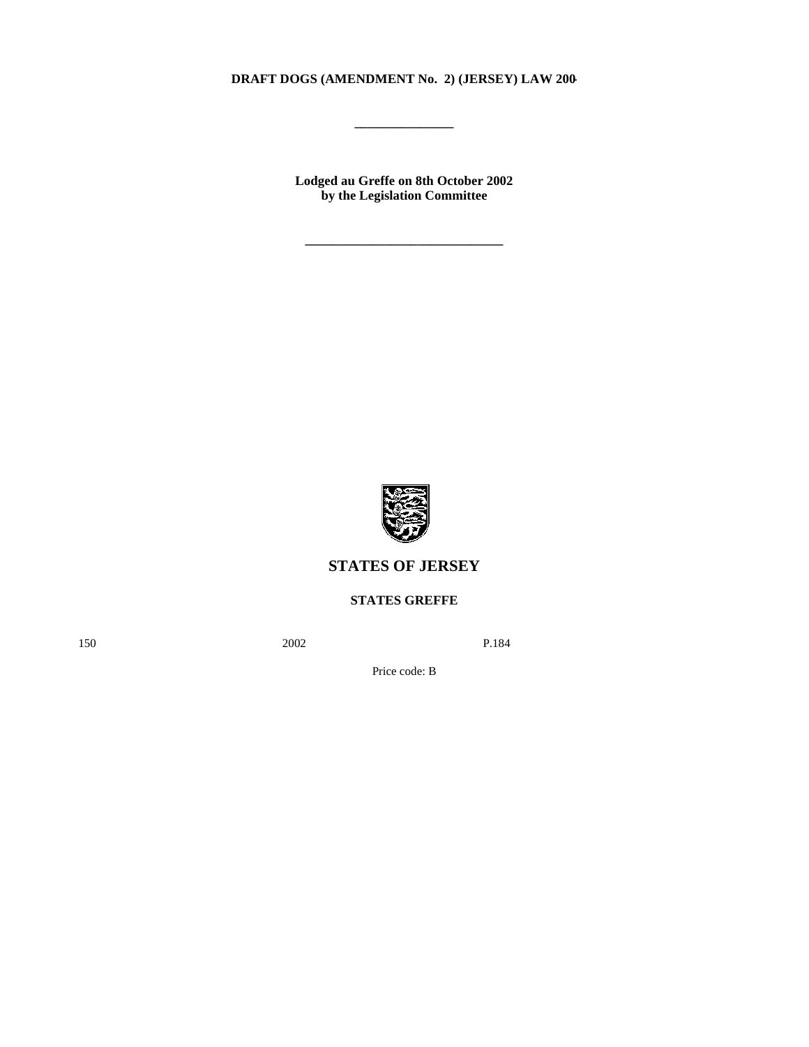# DRAFT DOGS (AMENDMENT No. 2) (JERSEY) LAW 200-

---

**Lodged au Greffe on 8th October 2002**
**by the Legislation Committee**

---

## STATES OF JERSEY

### STATES GREFFE

150 2002 P.184

Price code: B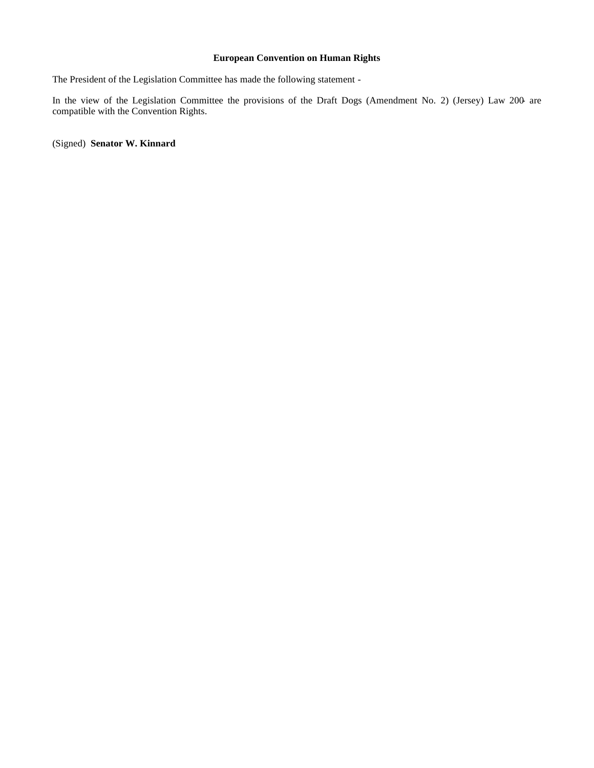**European Convention on Human Rights**

The President of the Legislation Committee has made the following statement -

In the view of the Legislation Committee the provisions of the Draft Dogs (Amendment No. 2) (Jersey) Law 200- are compatible with the Convention Rights.

(Signed) **Senator W. Kinnard**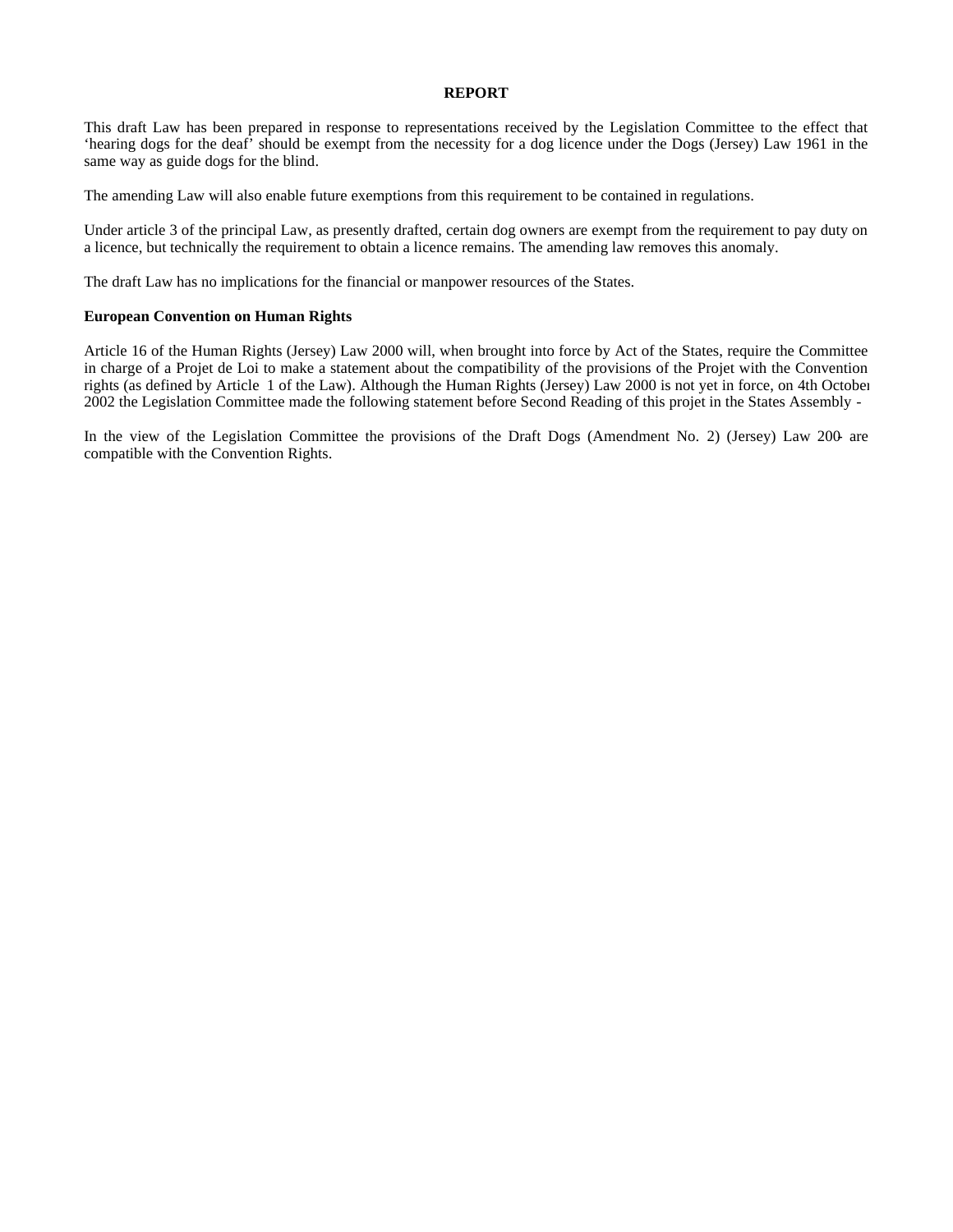# REPORT

This draft Law has been prepared in response to representations received by the Legislation Committee to the effect that 'hearing dogs for the deaf' should be exempt from the necessity for a dog licence under the Dogs (Jersey) Law 1961 in the same way as guide dogs for the blind.

The amending Law will also enable future exemptions from this requirement to be contained in regulations.

Under article 3 of the principal Law, as presently drafted, certain dog owners are exempt from the requirement to pay duty on a licence, but technically the requirement to obtain a licence remains. The amending law removes this anomaly.

The draft Law has no implications for the financial or manpower resources of the States.

**European Convention on Human Rights**

Article 16 of the Human Rights (Jersey) Law 2000 will, when brought into force by Act of the States, require the Committee in charge of a Projet de Loi to make a statement about the compatibility of the provisions of the Projet with the Convention rights (as defined by Article 1 of the Law). Although the Human Rights (Jersey) Law 2000 is not yet in force, on 4th October 2002 the Legislation Committee made the following statement before Second Reading of this projet in the States Assembly -

In the view of the Legislation Committee the provisions of the Draft Dogs (Amendment No. 2) (Jersey) Law 200- are compatible with the Convention Rights.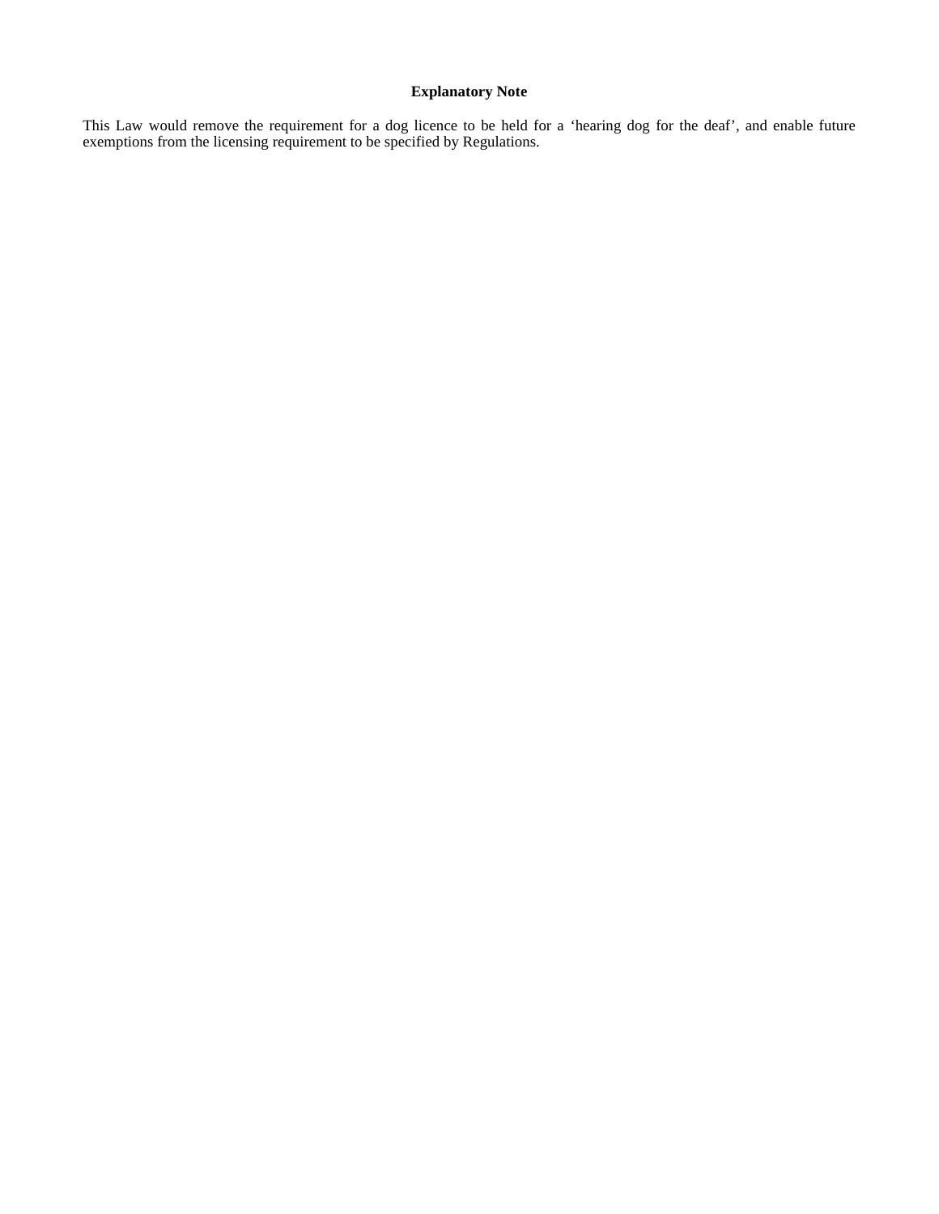**Explanatory Note**

This Law would remove the requirement for a dog licence to be held for a 'hearing dog for the deaf', and enable future exemptions from the licensing requirement to be specified by Regulations.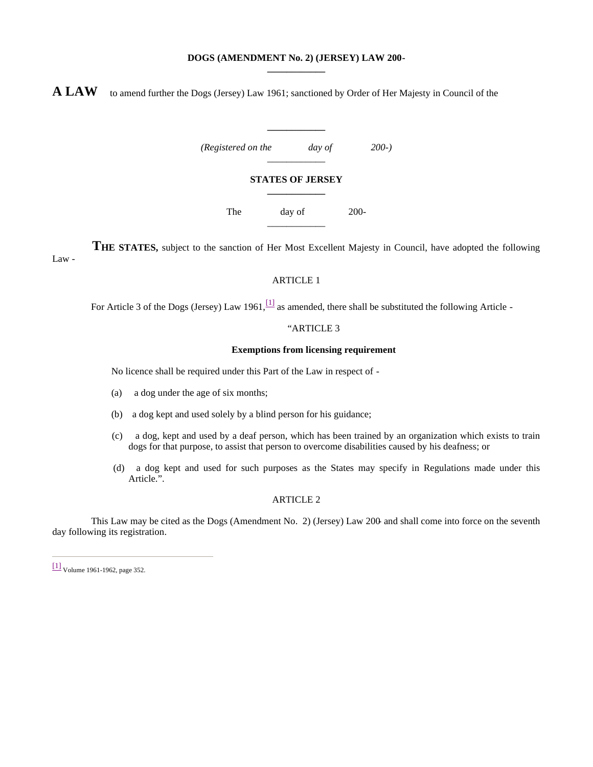**DOGS (AMENDMENT No. 2) (JERSEY) LAW 200-**

**A LAW** to amend further the Dogs (Jersey) Law 1961; sanctioned by Order of Her Majesty in Council of the

*(Registered on the day of 200-)*

**STATES OF JERSEY**

The day of 200-

**THE STATES,** subject to the sanction of Her Most Excellent Majesty in Council, have adopted the following Law -

ARTICLE 1

For Article 3 of the Dogs (Jersey) Law 1961,[1] as amended, there shall be substituted the following Article -

"ARTICLE 3

**Exemptions from licensing requirement**

No licence shall be required under this Part of the Law in respect of -

(a) a dog under the age of six months;

(b) a dog kept and used solely by a blind person for his guidance;

(c) a dog, kept and used by a deaf person, which has been trained by an organization which exists to train dogs for that purpose, to assist that person to overcome disabilities caused by his deafness; or

(d) a dog kept and used for such purposes as the States may specify in Regulations made under this Article.".

ARTICLE 2

This Law may be cited as the Dogs (Amendment No. 2) (Jersey) Law 200- and shall come into force on the seventh day following its registration.

---

[1] Volume 1961-1962, page 352.